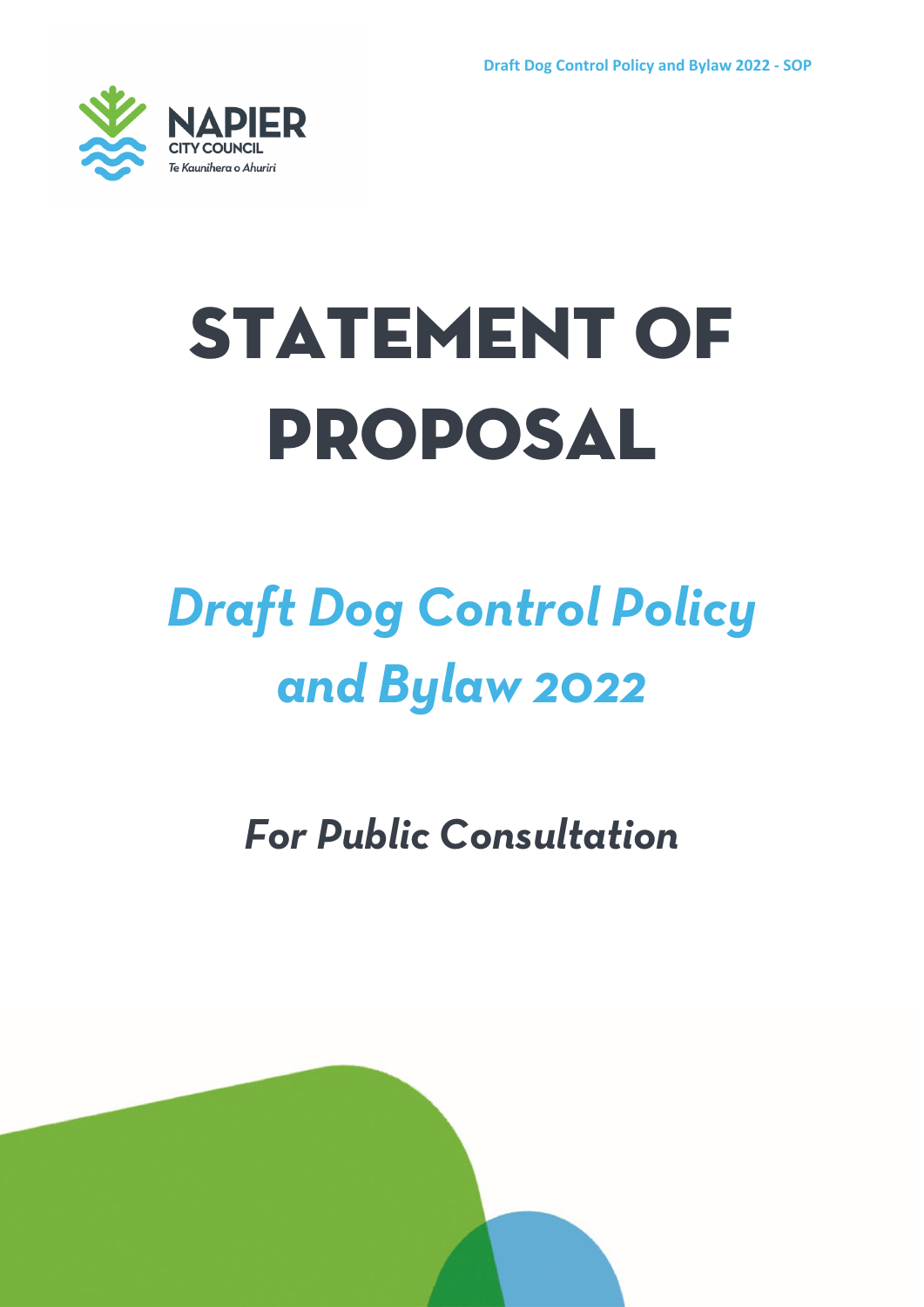Napier City Council
Te Kaunihera o Ahuriri

# STATEMENT OF PROPOSAL

## *Draft Dog Control Policy and Bylaw 2022*

### *For Public Consultation*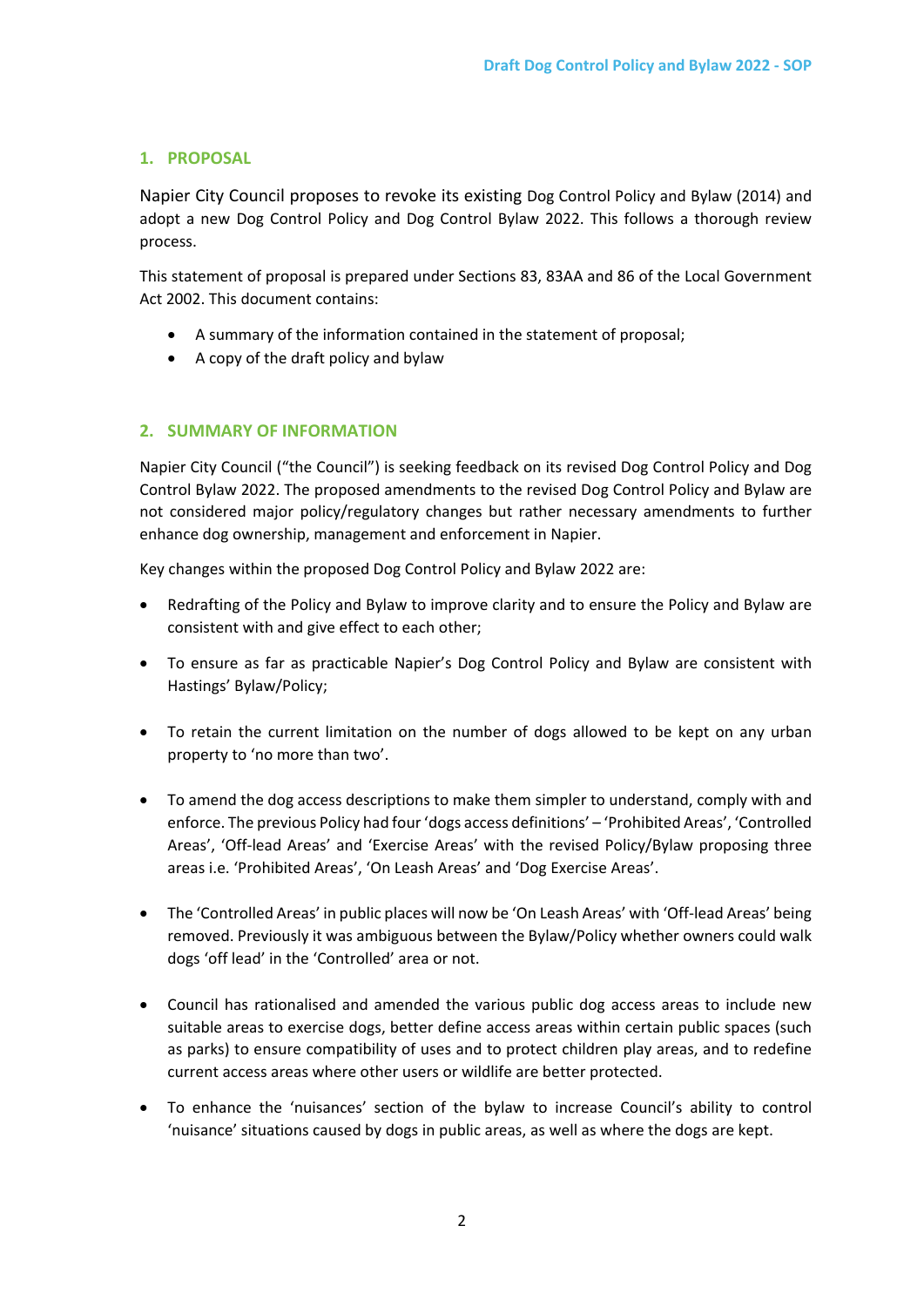## 1. PROPOSAL

Napier City Council proposes to revoke its existing Dog Control Policy and Bylaw (2014) and adopt a new Dog Control Policy and Dog Control Bylaw 2022. This follows a thorough review process.

This statement of proposal is prepared under Sections 83, 83AA and 86 of the Local Government Act 2002. This document contains:

- A summary of the information contained in the statement of proposal;
- A copy of the draft policy and bylaw

## 2. SUMMARY OF INFORMATION

Napier City Council ("the Council") is seeking feedback on its revised Dog Control Policy and Dog Control Bylaw 2022. The proposed amendments to the revised Dog Control Policy and Bylaw are not considered major policy/regulatory changes but rather necessary amendments to further enhance dog ownership, management and enforcement in Napier.

Key changes within the proposed Dog Control Policy and Bylaw 2022 are:

- Redrafting of the Policy and Bylaw to improve clarity and to ensure the Policy and Bylaw are consistent with and give effect to each other;
- To ensure as far as practicable Napier's Dog Control Policy and Bylaw are consistent with Hastings' Bylaw/Policy;
- To retain the current limitation on the number of dogs allowed to be kept on any urban property to 'no more than two'.
- To amend the dog access descriptions to make them simpler to understand, comply with and enforce. The previous Policy had four 'dogs access definitions' – 'Prohibited Areas', 'Controlled Areas', 'Off-lead Areas' and 'Exercise Areas' with the revised Policy/Bylaw proposing three areas i.e. 'Prohibited Areas', 'On Leash Areas' and 'Dog Exercise Areas'.
- The 'Controlled Areas' in public places will now be 'On Leash Areas' with 'Off-lead Areas' being removed. Previously it was ambiguous between the Bylaw/Policy whether owners could walk dogs 'off lead' in the 'Controlled' area or not.
- Council has rationalised and amended the various public dog access areas to include new suitable areas to exercise dogs, better define access areas within certain public spaces (such as parks) to ensure compatibility of uses and to protect children play areas, and to redefine current access areas where other users or wildlife are better protected.
- To enhance the 'nuisances' section of the bylaw to increase Council's ability to control 'nuisance' situations caused by dogs in public areas, as well as where the dogs are kept.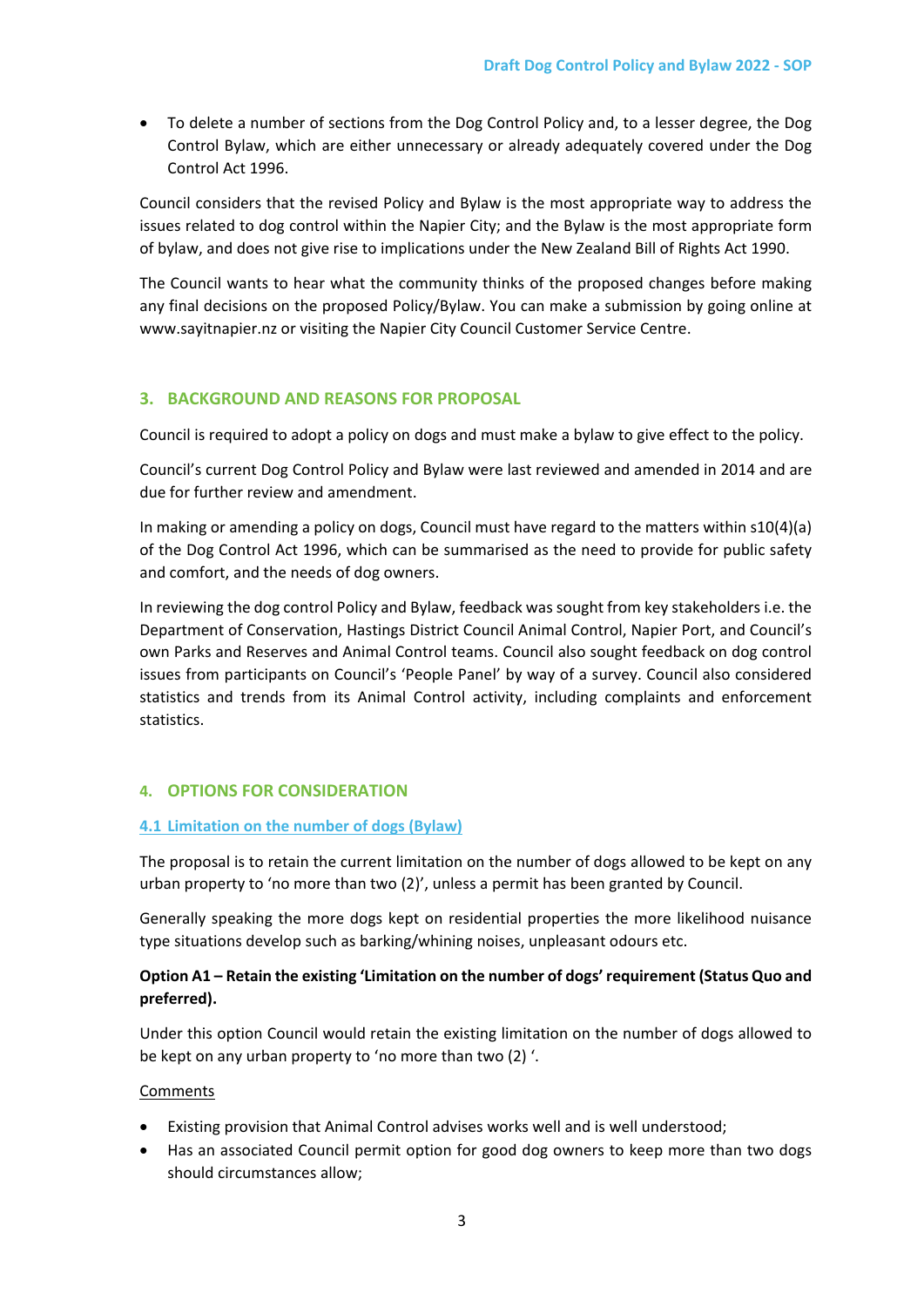- To delete a number of sections from the Dog Control Policy and, to a lesser degree, the Dog Control Bylaw, which are either unnecessary or already adequately covered under the Dog Control Act 1996.

Council considers that the revised Policy and Bylaw is the most appropriate way to address the issues related to dog control within the Napier City; and the Bylaw is the most appropriate form of bylaw, and does not give rise to implications under the New Zealand Bill of Rights Act 1990.

The Council wants to hear what the community thinks of the proposed changes before making any final decisions on the proposed Policy/Bylaw. You can make a submission by going online at www.sayitnapier.nz or visiting the Napier City Council Customer Service Centre.

## 3. BACKGROUND AND REASONS FOR PROPOSAL

Council is required to adopt a policy on dogs and must make a bylaw to give effect to the policy.

Council's current Dog Control Policy and Bylaw were last reviewed and amended in 2014 and are due for further review and amendment.

In making or amending a policy on dogs, Council must have regard to the matters within s10(4)(a) of the Dog Control Act 1996, which can be summarised as the need to provide for public safety and comfort, and the needs of dog owners.

In reviewing the dog control Policy and Bylaw, feedback was sought from key stakeholders i.e. the Department of Conservation, Hastings District Council Animal Control, Napier Port, and Council's own Parks and Reserves and Animal Control teams. Council also sought feedback on dog control issues from participants on Council's 'People Panel' by way of a survey. Council also considered statistics and trends from its Animal Control activity, including complaints and enforcement statistics.

## 4. OPTIONS FOR CONSIDERATION

### 4.1 Limitation on the number of dogs (Bylaw)

The proposal is to retain the current limitation on the number of dogs allowed to be kept on any urban property to 'no more than two (2)', unless a permit has been granted by Council.

Generally speaking the more dogs kept on residential properties the more likelihood nuisance type situations develop such as barking/whining noises, unpleasant odours etc.

**Option A1 – Retain the existing 'Limitation on the number of dogs' requirement (Status Quo and preferred).**

Under this option Council would retain the existing limitation on the number of dogs allowed to be kept on any urban property to 'no more than two (2) '.

Comments

- Existing provision that Animal Control advises works well and is well understood;
- Has an associated Council permit option for good dog owners to keep more than two dogs should circumstances allow;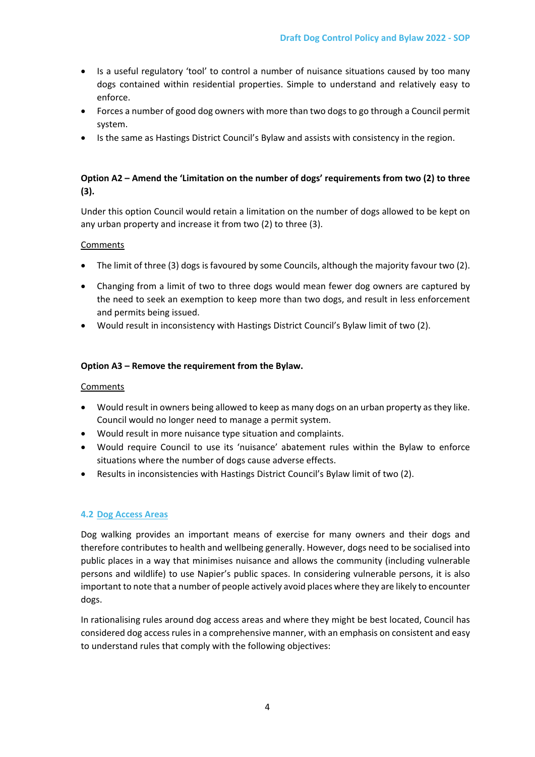- Is a useful regulatory 'tool' to control a number of nuisance situations caused by too many dogs contained within residential properties. Simple to understand and relatively easy to enforce.
- Forces a number of good dog owners with more than two dogs to go through a Council permit system.
- Is the same as Hastings District Council's Bylaw and assists with consistency in the region.

**Option A2 – Amend the 'Limitation on the number of dogs' requirements from two (2) to three (3).**

Under this option Council would retain a limitation on the number of dogs allowed to be kept on any urban property and increase it from two (2) to three (3).

Comments

- The limit of three (3) dogs is favoured by some Councils, although the majority favour two (2).
- Changing from a limit of two to three dogs would mean fewer dog owners are captured by the need to seek an exemption to keep more than two dogs, and result in less enforcement and permits being issued.
- Would result in inconsistency with Hastings District Council's Bylaw limit of two (2).

**Option A3 – Remove the requirement from the Bylaw.**

Comments

- Would result in owners being allowed to keep as many dogs on an urban property as they like. Council would no longer need to manage a permit system.
- Would result in more nuisance type situation and complaints.
- Would require Council to use its 'nuisance' abatement rules within the Bylaw to enforce situations where the number of dogs cause adverse effects.
- Results in inconsistencies with Hastings District Council's Bylaw limit of two (2).

## 4.2 Dog Access Areas

Dog walking provides an important means of exercise for many owners and their dogs and therefore contributes to health and wellbeing generally. However, dogs need to be socialised into public places in a way that minimises nuisance and allows the community (including vulnerable persons and wildlife) to use Napier's public spaces. In considering vulnerable persons, it is also important to note that a number of people actively avoid places where they are likely to encounter dogs.

In rationalising rules around dog access areas and where they might be best located, Council has considered dog access rules in a comprehensive manner, with an emphasis on consistent and easy to understand rules that comply with the following objectives: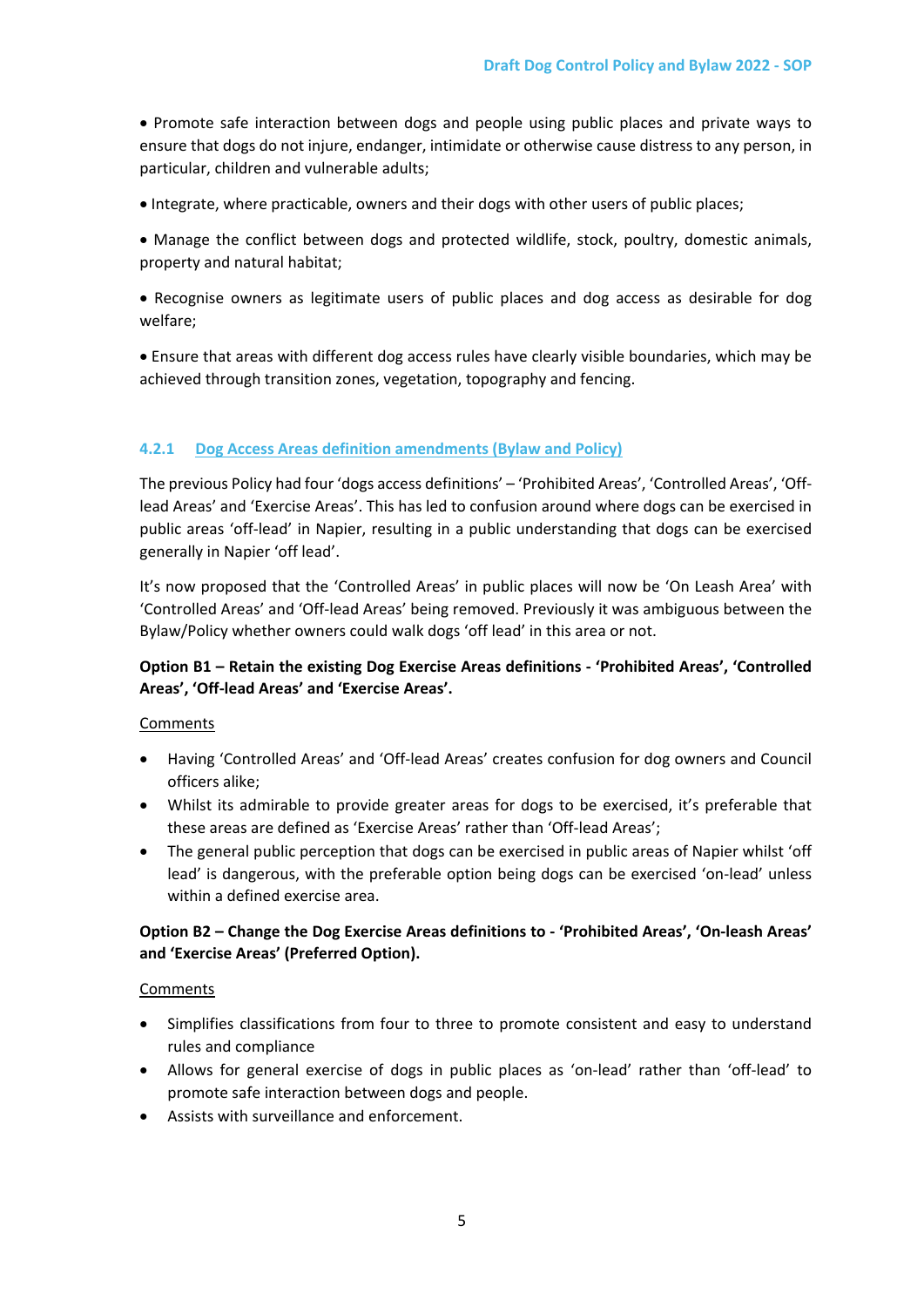- Promote safe interaction between dogs and people using public places and private ways to ensure that dogs do not injure, endanger, intimidate or otherwise cause distress to any person, in particular, children and vulnerable adults;
- Integrate, where practicable, owners and their dogs with other users of public places;
- Manage the conflict between dogs and protected wildlife, stock, poultry, domestic animals, property and natural habitat;
- Recognise owners as legitimate users of public places and dog access as desirable for dog welfare;
- Ensure that areas with different dog access rules have clearly visible boundaries, which may be achieved through transition zones, vegetation, topography and fencing.

### 4.2.1 Dog Access Areas definition amendments (Bylaw and Policy)

The previous Policy had four 'dogs access definitions' – 'Prohibited Areas', 'Controlled Areas', 'Off-lead Areas' and 'Exercise Areas'. This has led to confusion around where dogs can be exercised in public areas 'off-lead' in Napier, resulting in a public understanding that dogs can be exercised generally in Napier 'off lead'.

It's now proposed that the 'Controlled Areas' in public places will now be 'On Leash Area' with 'Controlled Areas' and 'Off-lead Areas' being removed. Previously it was ambiguous between the Bylaw/Policy whether owners could walk dogs 'off lead' in this area or not.

**Option B1 – Retain the existing Dog Exercise Areas definitions - 'Prohibited Areas', 'Controlled Areas', 'Off-lead Areas' and 'Exercise Areas'.**

Comments

- Having 'Controlled Areas' and 'Off-lead Areas' creates confusion for dog owners and Council officers alike;
- Whilst its admirable to provide greater areas for dogs to be exercised, it's preferable that these areas are defined as 'Exercise Areas' rather than 'Off-lead Areas';
- The general public perception that dogs can be exercised in public areas of Napier whilst 'off lead' is dangerous, with the preferable option being dogs can be exercised 'on-lead' unless within a defined exercise area.

**Option B2 – Change the Dog Exercise Areas definitions to - 'Prohibited Areas', 'On-leash Areas' and 'Exercise Areas' (Preferred Option).**

Comments

- Simplifies classifications from four to three to promote consistent and easy to understand rules and compliance
- Allows for general exercise of dogs in public places as 'on-lead' rather than 'off-lead' to promote safe interaction between dogs and people.
- Assists with surveillance and enforcement.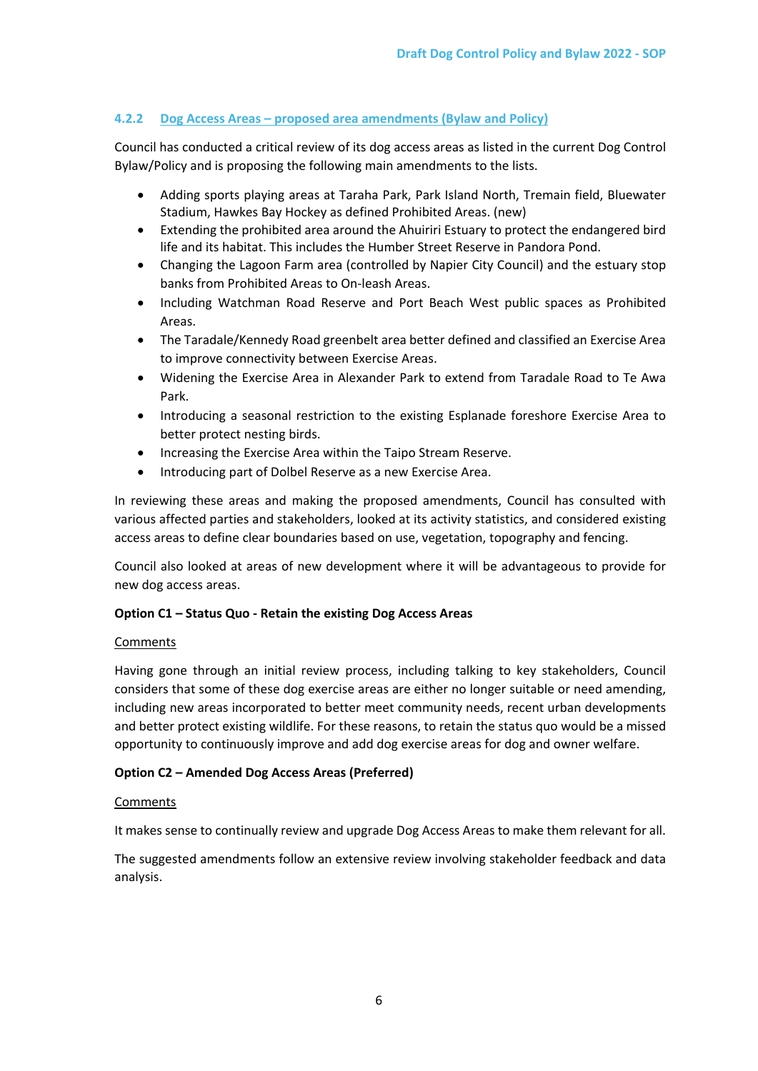### 4.2.2 Dog Access Areas – proposed area amendments (Bylaw and Policy)

Council has conducted a critical review of its dog access areas as listed in the current Dog Control Bylaw/Policy and is proposing the following main amendments to the lists.

- Adding sports playing areas at Taraha Park, Park Island North, Tremain field, Bluewater Stadium, Hawkes Bay Hockey as defined Prohibited Areas. (new)
- Extending the prohibited area around the Ahuiriri Estuary to protect the endangered bird life and its habitat. This includes the Humber Street Reserve in Pandora Pond.
- Changing the Lagoon Farm area (controlled by Napier City Council) and the estuary stop banks from Prohibited Areas to On-leash Areas.
- Including Watchman Road Reserve and Port Beach West public spaces as Prohibited Areas.
- The Taradale/Kennedy Road greenbelt area better defined and classified an Exercise Area to improve connectivity between Exercise Areas.
- Widening the Exercise Area in Alexander Park to extend from Taradale Road to Te Awa Park.
- Introducing a seasonal restriction to the existing Esplanade foreshore Exercise Area to better protect nesting birds.
- Increasing the Exercise Area within the Taipo Stream Reserve.
- Introducing part of Dolbel Reserve as a new Exercise Area.

In reviewing these areas and making the proposed amendments, Council has consulted with various affected parties and stakeholders, looked at its activity statistics, and considered existing access areas to define clear boundaries based on use, vegetation, topography and fencing.

Council also looked at areas of new development where it will be advantageous to provide for new dog access areas.

**Option C1 – Status Quo - Retain the existing Dog Access Areas**

Comments

Having gone through an initial review process, including talking to key stakeholders, Council considers that some of these dog exercise areas are either no longer suitable or need amending, including new areas incorporated to better meet community needs, recent urban developments and better protect existing wildlife. For these reasons, to retain the status quo would be a missed opportunity to continuously improve and add dog exercise areas for dog and owner welfare.

**Option C2 – Amended Dog Access Areas (Preferred)**

Comments

It makes sense to continually review and upgrade Dog Access Areas to make them relevant for all.

The suggested amendments follow an extensive review involving stakeholder feedback and data analysis.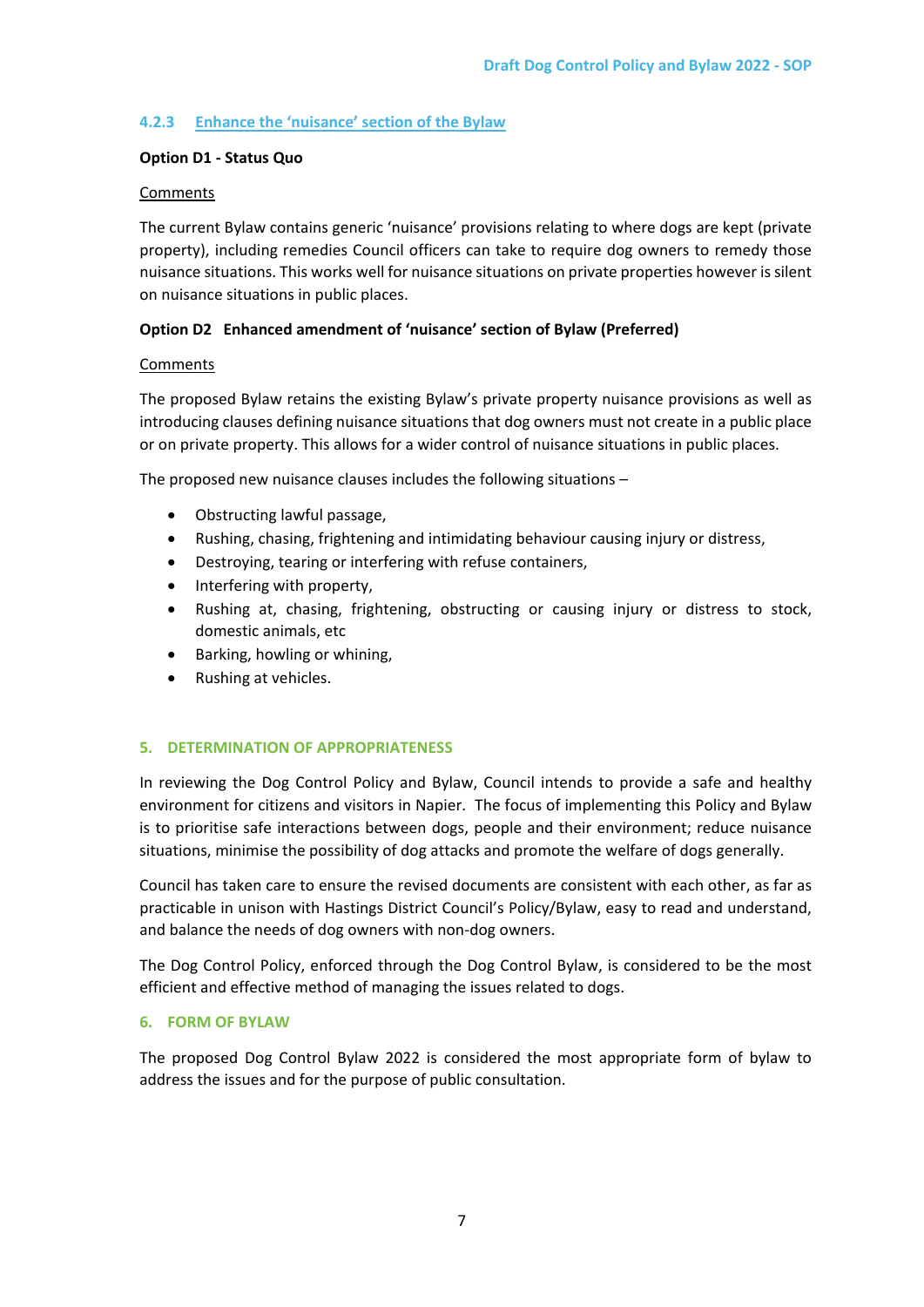#### 4.2.3 Enhance the 'nuisance' section of the Bylaw

**Option D1 - Status Quo**

Comments

The current Bylaw contains generic 'nuisance' provisions relating to where dogs are kept (private property), including remedies Council officers can take to require dog owners to remedy those nuisance situations. This works well for nuisance situations on private properties however is silent on nuisance situations in public places.

**Option D2 Enhanced amendment of 'nuisance' section of Bylaw (Preferred)**

Comments

The proposed Bylaw retains the existing Bylaw's private property nuisance provisions as well as introducing clauses defining nuisance situations that dog owners must not create in a public place or on private property. This allows for a wider control of nuisance situations in public places.

The proposed new nuisance clauses includes the following situations –

- Obstructing lawful passage,
- Rushing, chasing, frightening and intimidating behaviour causing injury or distress,
- Destroying, tearing or interfering with refuse containers,
- Interfering with property,
- Rushing at, chasing, frightening, obstructing or causing injury or distress to stock, domestic animals, etc
- Barking, howling or whining,
- Rushing at vehicles.

## 5. DETERMINATION OF APPROPRIATENESS

In reviewing the Dog Control Policy and Bylaw, Council intends to provide a safe and healthy environment for citizens and visitors in Napier. The focus of implementing this Policy and Bylaw is to prioritise safe interactions between dogs, people and their environment; reduce nuisance situations, minimise the possibility of dog attacks and promote the welfare of dogs generally.

Council has taken care to ensure the revised documents are consistent with each other, as far as practicable in unison with Hastings District Council's Policy/Bylaw, easy to read and understand, and balance the needs of dog owners with non-dog owners.

The Dog Control Policy, enforced through the Dog Control Bylaw, is considered to be the most efficient and effective method of managing the issues related to dogs.

## 6. FORM OF BYLAW

The proposed Dog Control Bylaw 2022 is considered the most appropriate form of bylaw to address the issues and for the purpose of public consultation.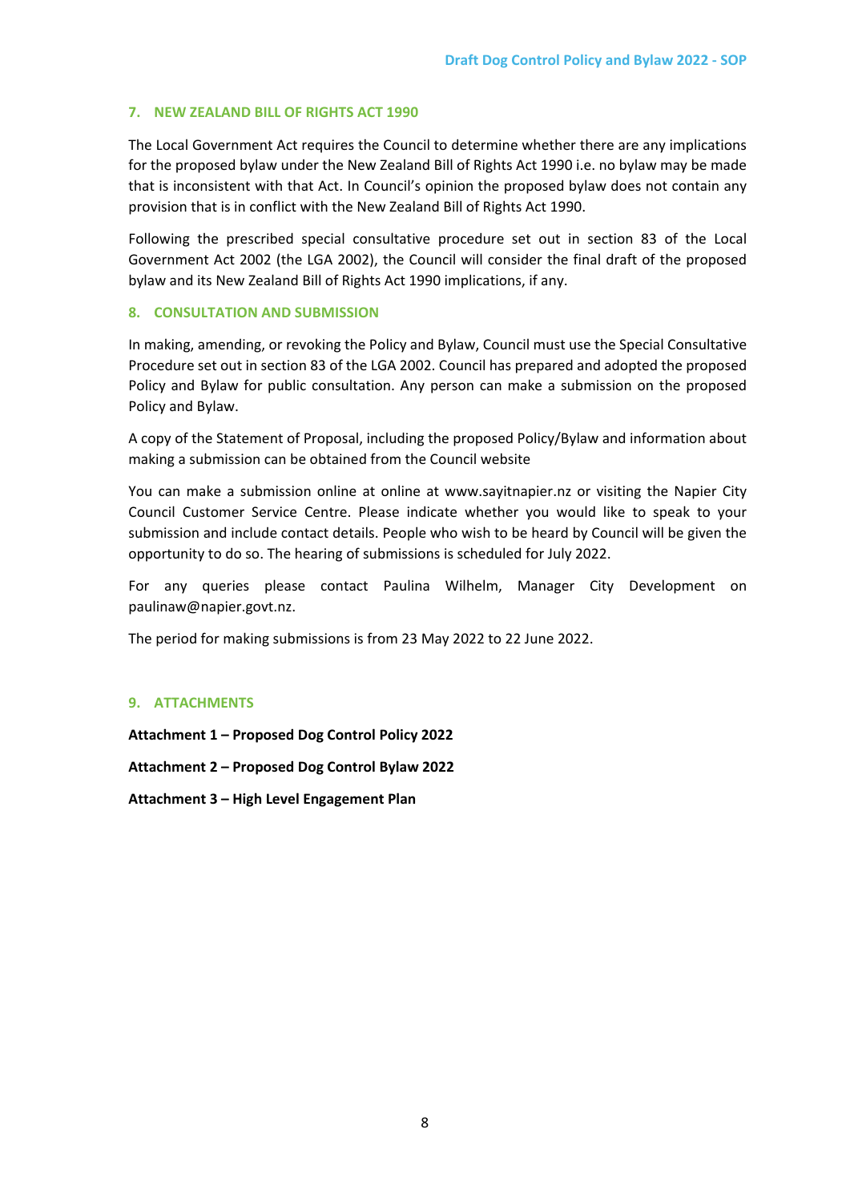## 7. NEW ZEALAND BILL OF RIGHTS ACT 1990

The Local Government Act requires the Council to determine whether there are any implications for the proposed bylaw under the New Zealand Bill of Rights Act 1990 i.e. no bylaw may be made that is inconsistent with that Act. In Council's opinion the proposed bylaw does not contain any provision that is in conflict with the New Zealand Bill of Rights Act 1990.

Following the prescribed special consultative procedure set out in section 83 of the Local Government Act 2002 (the LGA 2002), the Council will consider the final draft of the proposed bylaw and its New Zealand Bill of Rights Act 1990 implications, if any.

## 8. CONSULTATION AND SUBMISSION

In making, amending, or revoking the Policy and Bylaw, Council must use the Special Consultative Procedure set out in section 83 of the LGA 2002. Council has prepared and adopted the proposed Policy and Bylaw for public consultation. Any person can make a submission on the proposed Policy and Bylaw.

A copy of the Statement of Proposal, including the proposed Policy/Bylaw and information about making a submission can be obtained from the Council website

You can make a submission online at online at www.sayitnapier.nz or visiting the Napier City Council Customer Service Centre. Please indicate whether you would like to speak to your submission and include contact details. People who wish to be heard by Council will be given the opportunity to do so. The hearing of submissions is scheduled for July 2022.

For any queries please contact Paulina Wilhelm, Manager City Development on paulinaw@napier.govt.nz.

The period for making submissions is from 23 May 2022 to 22 June 2022.

## 9. ATTACHMENTS

**Attachment 1 – Proposed Dog Control Policy 2022**

**Attachment 2 – Proposed Dog Control Bylaw 2022**

**Attachment 3 – High Level Engagement Plan**